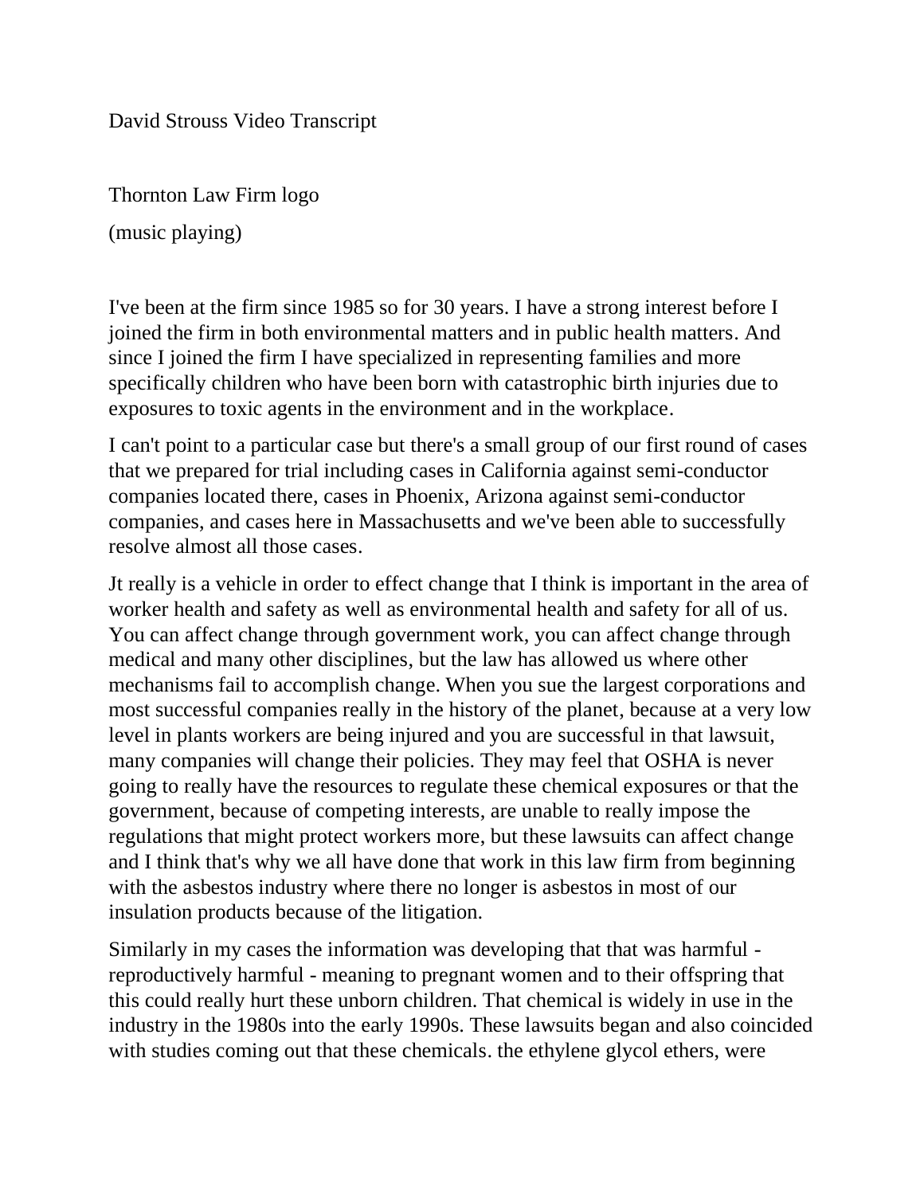David Strouss Video Transcript

Thornton Law Firm logo

(music playing)

I've been at the firm since 1985 so for 30 years. I have a strong interest before I joined the firm in both environmental matters and in public health matters. And since I joined the firm I have specialized in representing families and more specifically children who have been born with catastrophic birth injuries due to exposures to toxic agents in the environment and in the workplace.

I can't point to a particular case but there's a small group of our first round of cases that we prepared for trial including cases in California against semi-conductor companies located there, cases in Phoenix, Arizona against semi-conductor companies, and cases here in Massachusetts and we've been able to successfully resolve almost all those cases.

Jt really is a vehicle in order to effect change that I think is important in the area of worker health and safety as well as environmental health and safety for all of us. You can affect change through government work, you can affect change through medical and many other disciplines, but the law has allowed us where other mechanisms fail to accomplish change. When you sue the largest corporations and most successful companies really in the history of the planet, because at a very low level in plants workers are being injured and you are successful in that lawsuit, many companies will change their policies. They may feel that OSHA is never going to really have the resources to regulate these chemical exposures or that the government, because of competing interests, are unable to really impose the regulations that might protect workers more, but these lawsuits can affect change and I think that's why we all have done that work in this law firm from beginning with the asbestos industry where there no longer is asbestos in most of our insulation products because of the litigation.

Similarly in my cases the information was developing that that was harmful - reproductively harmful - meaning to pregnant women and to their offspring that this could really hurt these unborn children. That chemical is widely in use in the industry in the 1980s into the early 1990s. These lawsuits began and also coincided with studies coming out that these chemicals. the ethylene glycol ethers, were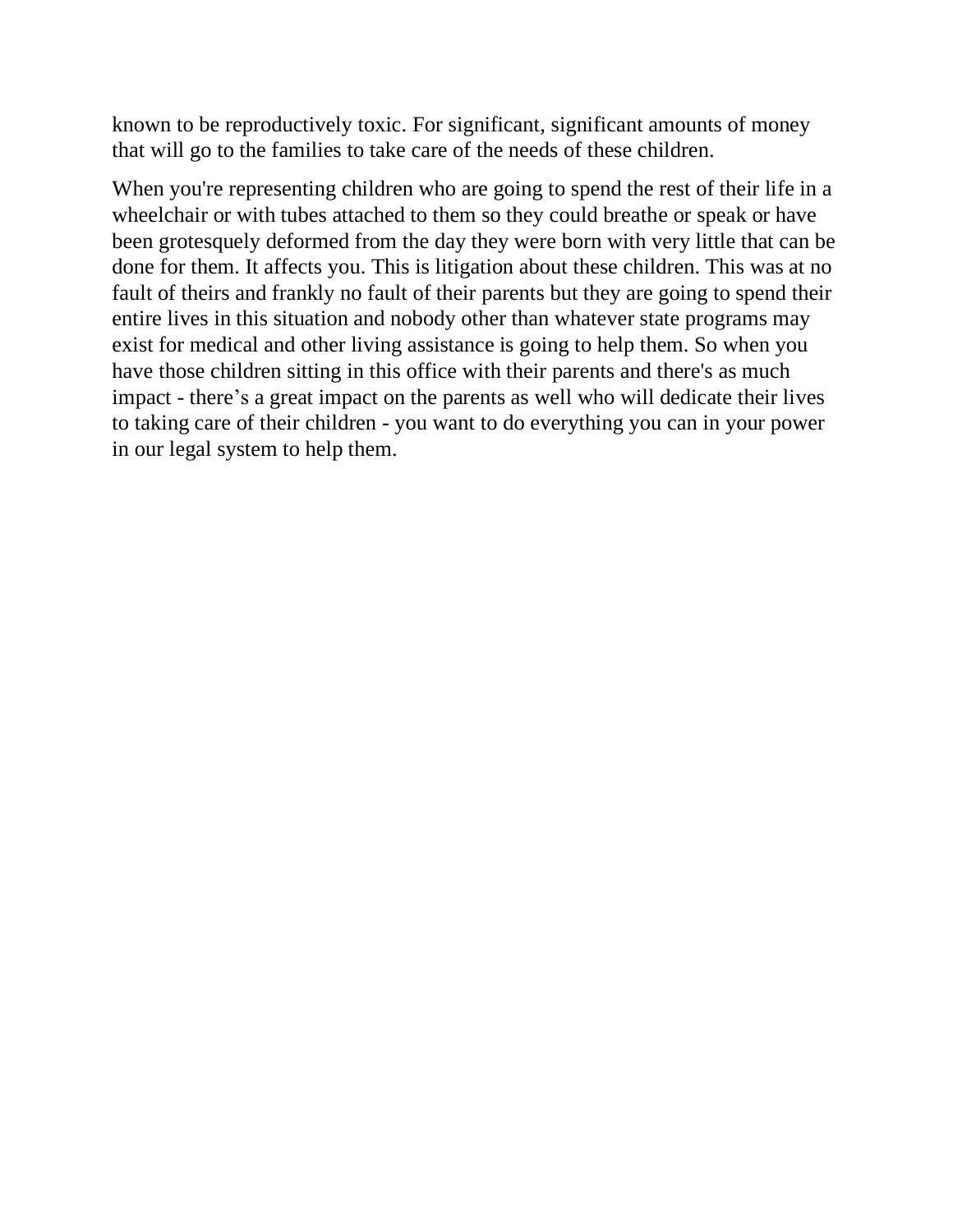known to be reproductively toxic. For significant, significant amounts of money that will go to the families to take care of the needs of these children.

When you're representing children who are going to spend the rest of their life in a wheelchair or with tubes attached to them so they could breathe or speak or have been grotesquely deformed from the day they were born with very little that can be done for them. It affects you. This is litigation about these children. This was at no fault of theirs and frankly no fault of their parents but they are going to spend their entire lives in this situation and nobody other than whatever state programs may exist for medical and other living assistance is going to help them. So when you have those children sitting in this office with their parents and there's as much impact - there’s a great impact on the parents as well who will dedicate their lives to taking care of their children - you want to do everything you can in your power in our legal system to help them.